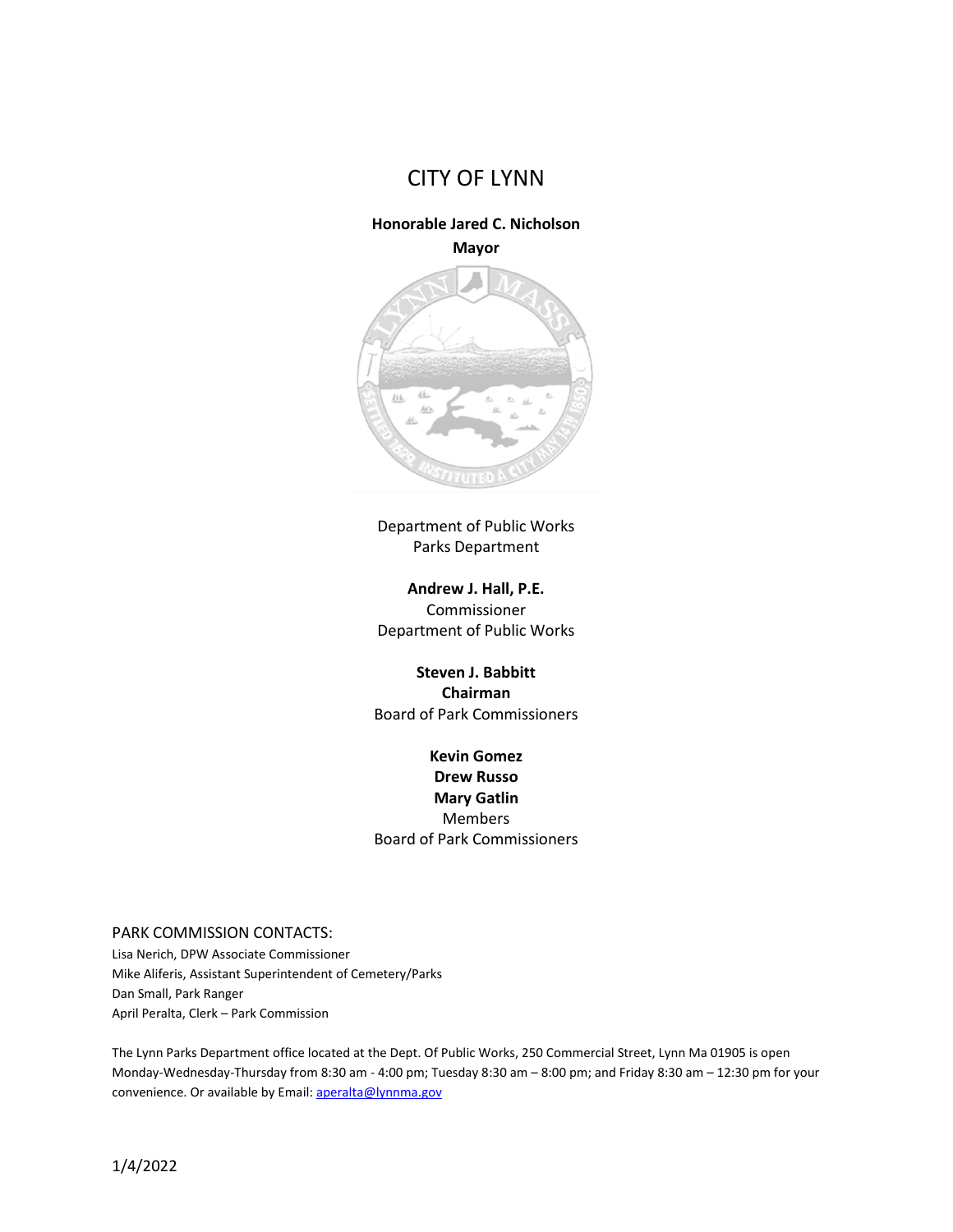# CITY OF LYNN

**Honorable Jared C. Nicholson**
**Mayor**

Department of Public Works
Parks Department

**Andrew J. Hall, P.E.**
Commissioner
Department of Public Works

**Steven J. Babbitt**
**Chairman**
Board of Park Commissioners

**Kevin Gomez**
**Drew Russo**
**Mary Gatlin**
Members
Board of Park Commissioners

PARK COMMISSION CONTACTS:

Lisa Nerich, DPW Associate Commissioner
Mike Aliferis, Assistant Superintendent of Cemetery/Parks
Dan Small, Park Ranger
April Peralta, Clerk – Park Commission

The Lynn Parks Department office located at the Dept. Of Public Works, 250 Commercial Street, Lynn Ma 01905 is open Monday-Wednesday-Thursday from 8:30 am - 4:00 pm; Tuesday 8:30 am – 8:00 pm; and Friday 8:30 am – 12:30 pm for your convenience. Or available by Email: aperalta@lynnma.gov

1/4/2022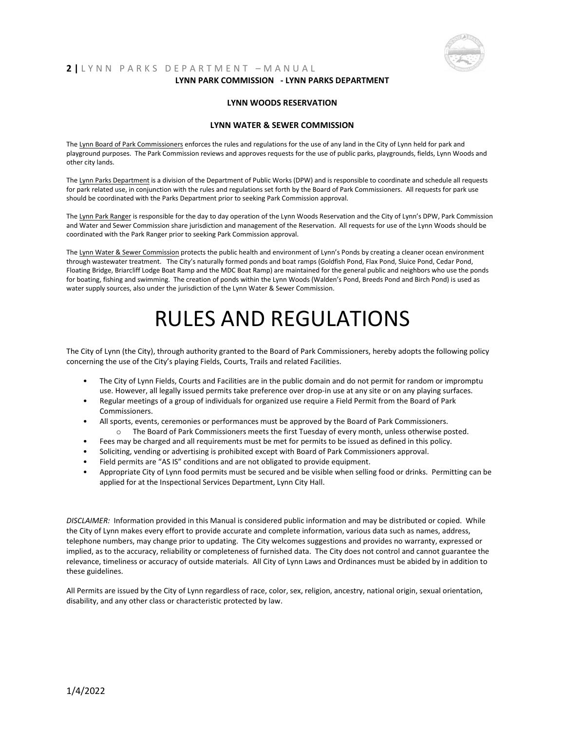**LYNN PARK COMMISSION - LYNN PARKS DEPARTMENT**

**LYNN WOODS RESERVATION**

**LYNN WATER & SEWER COMMISSION**

The Lynn Board of Park Commissioners enforces the rules and regulations for the use of any land in the City of Lynn held for park and playground purposes. The Park Commission reviews and approves requests for the use of public parks, playgrounds, fields, Lynn Woods and other city lands.

The Lynn Parks Department is a division of the Department of Public Works (DPW) and is responsible to coordinate and schedule all requests for park related use, in conjunction with the rules and regulations set forth by the Board of Park Commissioners. All requests for park use should be coordinated with the Parks Department prior to seeking Park Commission approval.

The Lynn Park Ranger is responsible for the day to day operation of the Lynn Woods Reservation and the City of Lynn's DPW, Park Commission and Water and Sewer Commission share jurisdiction and management of the Reservation. All requests for use of the Lynn Woods should be coordinated with the Park Ranger prior to seeking Park Commission approval.

The Lynn Water & Sewer Commission protects the public health and environment of Lynn's Ponds by creating a cleaner ocean environment through wastewater treatment. The City's naturally formed ponds and boat ramps (Goldfish Pond, Flax Pond, Sluice Pond, Cedar Pond, Floating Bridge, Briarcliff Lodge Boat Ramp and the MDC Boat Ramp) are maintained for the general public and neighbors who use the ponds for boating, fishing and swimming. The creation of ponds within the Lynn Woods (Walden's Pond, Breeds Pond and Birch Pond) is used as water supply sources, also under the jurisdiction of the Lynn Water & Sewer Commission.

# RULES AND REGULATIONS

The City of Lynn (the City), through authority granted to the Board of Park Commissioners, hereby adopts the following policy concerning the use of the City's playing Fields, Courts, Trails and related Facilities.

- The City of Lynn Fields, Courts and Facilities are in the public domain and do not permit for random or impromptu use. However, all legally issued permits take preference over drop-in use at any site or on any playing surfaces.
- Regular meetings of a group of individuals for organized use require a Field Permit from the Board of Park Commissioners.
- All sports, events, ceremonies or performances must be approved by the Board of Park Commissioners.
  - The Board of Park Commissioners meets the first Tuesday of every month, unless otherwise posted.
- Fees may be charged and all requirements must be met for permits to be issued as defined in this policy.
- Soliciting, vending or advertising is prohibited except with Board of Park Commissioners approval.
- Field permits are "AS IS" conditions and are not obligated to provide equipment.
- Appropriate City of Lynn food permits must be secured and be visible when selling food or drinks. Permitting can be applied for at the Inspectional Services Department, Lynn City Hall.

*DISCLAIMER:* Information provided in this Manual is considered public information and may be distributed or copied. While the City of Lynn makes every effort to provide accurate and complete information, various data such as names, address, telephone numbers, may change prior to updating. The City welcomes suggestions and provides no warranty, expressed or implied, as to the accuracy, reliability or completeness of furnished data. The City does not control and cannot guarantee the relevance, timeliness or accuracy of outside materials. All City of Lynn Laws and Ordinances must be abided by in addition to these guidelines.

All Permits are issued by the City of Lynn regardless of race, color, sex, religion, ancestry, national origin, sexual orientation, disability, and any other class or characteristic protected by law.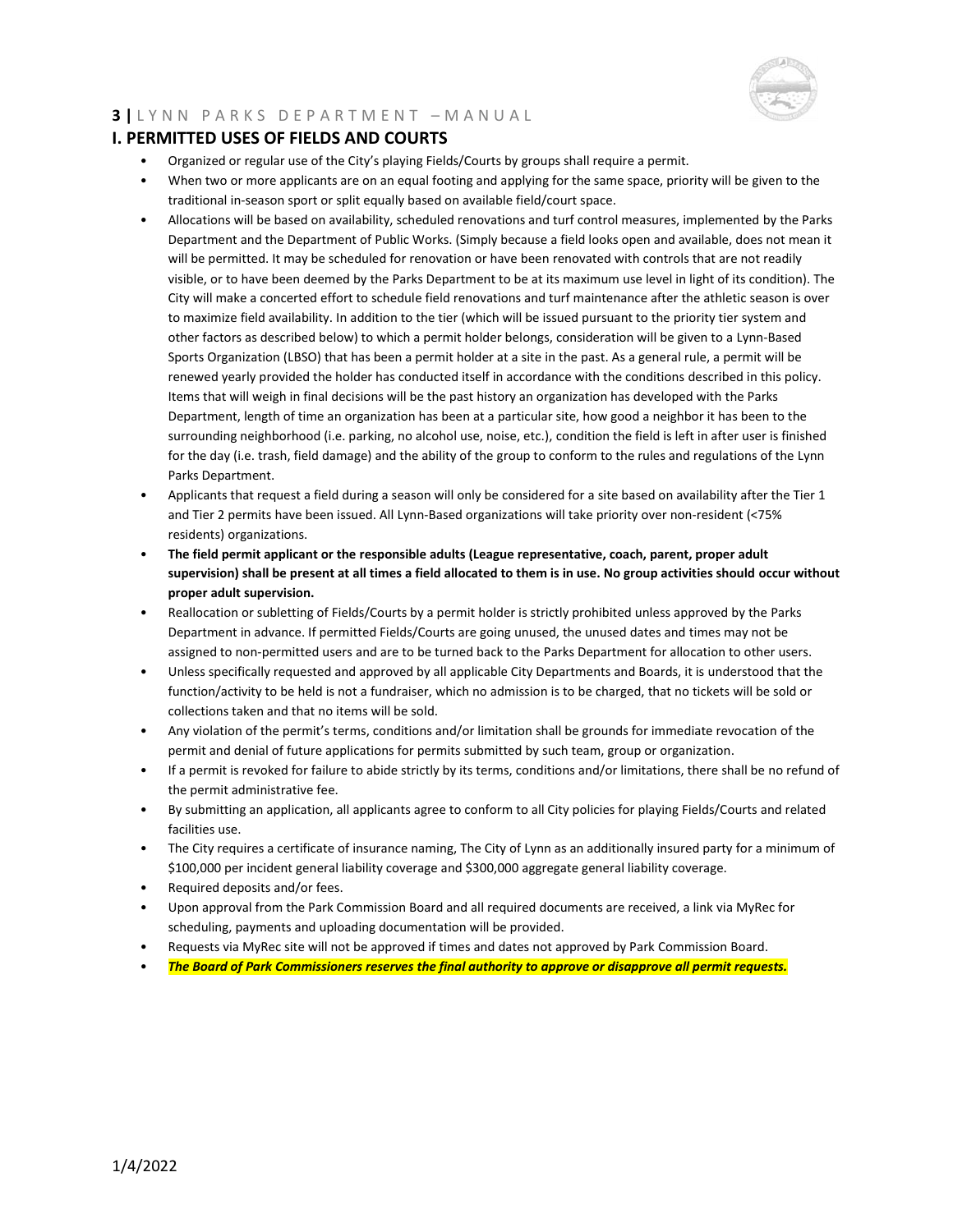## I. PERMITTED USES OF FIELDS AND COURTS

- Organized or regular use of the City's playing Fields/Courts by groups shall require a permit.
- When two or more applicants are on an equal footing and applying for the same space, priority will be given to the traditional in-season sport or split equally based on available field/court space.
- Allocations will be based on availability, scheduled renovations and turf control measures, implemented by the Parks Department and the Department of Public Works. (Simply because a field looks open and available, does not mean it will be permitted. It may be scheduled for renovation or have been renovated with controls that are not readily visible, or to have been deemed by the Parks Department to be at its maximum use level in light of its condition). The City will make a concerted effort to schedule field renovations and turf maintenance after the athletic season is over to maximize field availability. In addition to the tier (which will be issued pursuant to the priority tier system and other factors as described below) to which a permit holder belongs, consideration will be given to a Lynn-Based Sports Organization (LBSO) that has been a permit holder at a site in the past. As a general rule, a permit will be renewed yearly provided the holder has conducted itself in accordance with the conditions described in this policy. Items that will weigh in final decisions will be the past history an organization has developed with the Parks Department, length of time an organization has been at a particular site, how good a neighbor it has been to the surrounding neighborhood (i.e. parking, no alcohol use, noise, etc.), condition the field is left in after user is finished for the day (i.e. trash, field damage) and the ability of the group to conform to the rules and regulations of the Lynn Parks Department.
- Applicants that request a field during a season will only be considered for a site based on availability after the Tier 1 and Tier 2 permits have been issued. All Lynn-Based organizations will take priority over non-resident (<75% residents) organizations.
- **The field permit applicant or the responsible adults (League representative, coach, parent, proper adult supervision) shall be present at all times a field allocated to them is in use. No group activities should occur without proper adult supervision.**
- Reallocation or subletting of Fields/Courts by a permit holder is strictly prohibited unless approved by the Parks Department in advance. If permitted Fields/Courts are going unused, the unused dates and times may not be assigned to non-permitted users and are to be turned back to the Parks Department for allocation to other users.
- Unless specifically requested and approved by all applicable City Departments and Boards, it is understood that the function/activity to be held is not a fundraiser, which no admission is to be charged, that no tickets will be sold or collections taken and that no items will be sold.
- Any violation of the permit's terms, conditions and/or limitation shall be grounds for immediate revocation of the permit and denial of future applications for permits submitted by such team, group or organization.
- If a permit is revoked for failure to abide strictly by its terms, conditions and/or limitations, there shall be no refund of the permit administrative fee.
- By submitting an application, all applicants agree to conform to all City policies for playing Fields/Courts and related facilities use.
- The City requires a certificate of insurance naming, The City of Lynn as an additionally insured party for a minimum of $100,000 per incident general liability coverage and $300,000 aggregate general liability coverage.
- Required deposits and/or fees.
- Upon approval from the Park Commission Board and all required documents are received, a link via MyRec for scheduling, payments and uploading documentation will be provided.
- Requests via MyRec site will not be approved if times and dates not approved by Park Commission Board.
- ***The Board of Park Commissioners reserves the final authority to approve or disapprove all permit requests.***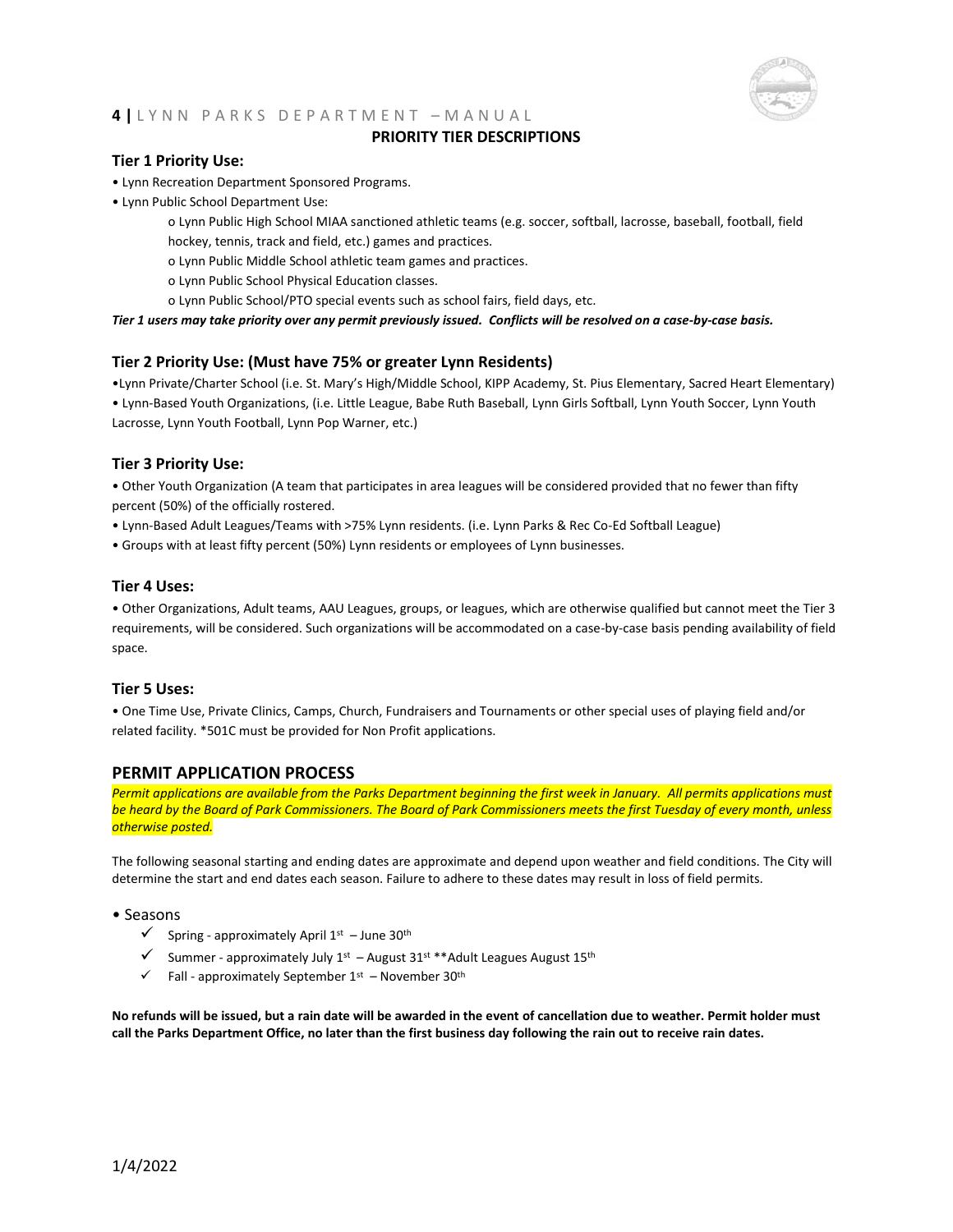## PRIORITY TIER DESCRIPTIONS

### Tier 1 Priority Use:

- Lynn Recreation Department Sponsored Programs.
- Lynn Public School Department Use:
  - Lynn Public High School MIAA sanctioned athletic teams (e.g. soccer, softball, lacrosse, baseball, football, field hockey, tennis, track and field, etc.) games and practices.
  - Lynn Public Middle School athletic team games and practices.
  - Lynn Public School Physical Education classes.
  - Lynn Public School/PTO special events such as school fairs, field days, etc.

***Tier 1 users may take priority over any permit previously issued. Conflicts will be resolved on a case-by-case basis.***

### Tier 2 Priority Use: (Must have 75% or greater Lynn Residents)

- Lynn Private/Charter School (i.e. St. Mary's High/Middle School, KIPP Academy, St. Pius Elementary, Sacred Heart Elementary)
- Lynn-Based Youth Organizations, (i.e. Little League, Babe Ruth Baseball, Lynn Girls Softball, Lynn Youth Soccer, Lynn Youth Lacrosse, Lynn Youth Football, Lynn Pop Warner, etc.)

### Tier 3 Priority Use:

- Other Youth Organization (A team that participates in area leagues will be considered provided that no fewer than fifty percent (50%) of the officially rostered.
- Lynn-Based Adult Leagues/Teams with >75% Lynn residents. (i.e. Lynn Parks & Rec Co-Ed Softball League)
- Groups with at least fifty percent (50%) Lynn residents or employees of Lynn businesses.

### Tier 4 Uses:

- Other Organizations, Adult teams, AAU Leagues, groups, or leagues, which are otherwise qualified but cannot meet the Tier 3 requirements, will be considered. Such organizations will be accommodated on a case-by-case basis pending availability of field space.

### Tier 5 Uses:

- One Time Use, Private Clinics, Camps, Church, Fundraisers and Tournaments or other special uses of playing field and/or related facility. *501C must be provided for Non Profit applications.

## PERMIT APPLICATION PROCESS

*Permit applications are available from the Parks Department beginning the first week in January. All permits applications must be heard by the Board of Park Commissioners. The Board of Park Commissioners meets the first Tuesday of every month, unless otherwise posted.*

The following seasonal starting and ending dates are approximate and depend upon weather and field conditions. The City will determine the start and end dates each season. Failure to adhere to these dates may result in loss of field permits.

- Seasons
  - ✓ Spring - approximately April 1st – June 30th
  - ✓ Summer - approximately July 1st – August 31st **Adult Leagues August 15th
  - ✓ Fall - approximately September 1st – November 30th

**No refunds will be issued, but a rain date will be awarded in the event of cancellation due to weather. Permit holder must call the Parks Department Office, no later than the first business day following the rain out to receive rain dates.**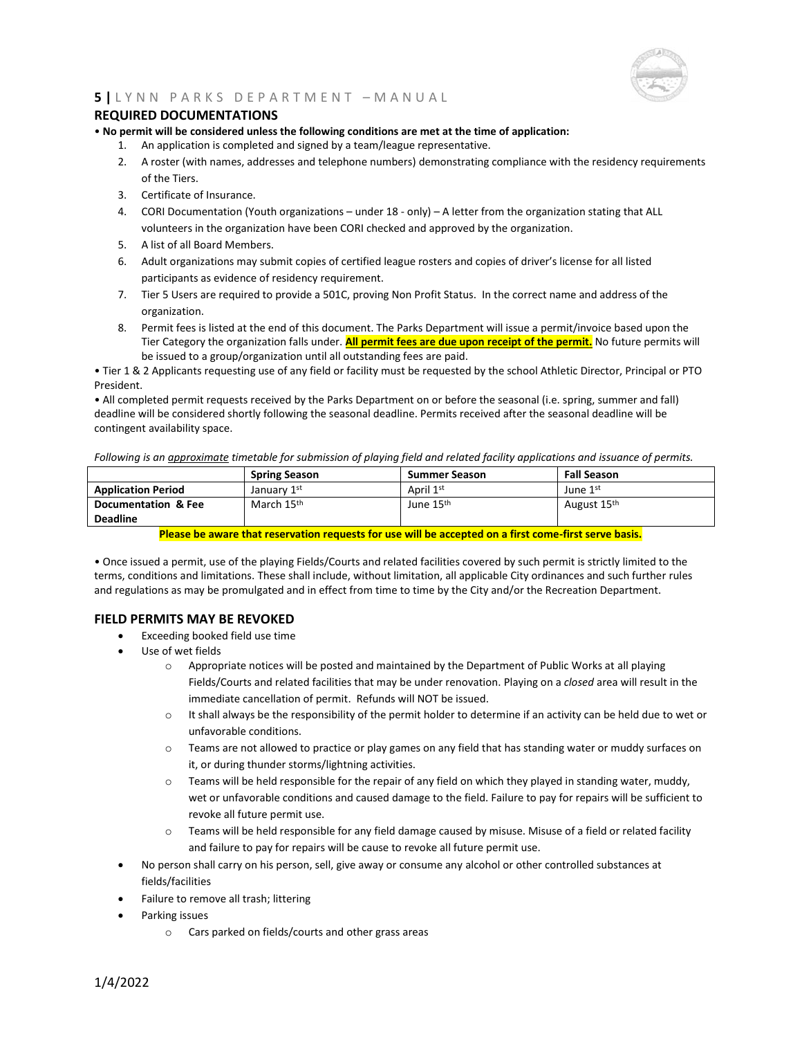## REQUIRED DOCUMENTATIONS

• **No permit will be considered unless the following conditions are met at the time of application:**

1. An application is completed and signed by a team/league representative.
2. A roster (with names, addresses and telephone numbers) demonstrating compliance with the residency requirements of the Tiers.
3. Certificate of Insurance.
4. CORI Documentation (Youth organizations – under 18 - only) – A letter from the organization stating that ALL volunteers in the organization have been CORI checked and approved by the organization.
5. A list of all Board Members.
6. Adult organizations may submit copies of certified league rosters and copies of driver's license for all listed participants as evidence of residency requirement.
7. Tier 5 Users are required to provide a 501C, proving Non Profit Status. In the correct name and address of the organization.
8. Permit fees is listed at the end of this document. The Parks Department will issue a permit/invoice based upon the Tier Category the organization falls under. **All permit fees are due upon receipt of the permit.** No future permits will be issued to a group/organization until all outstanding fees are paid.

• Tier 1 & 2 Applicants requesting use of any field or facility must be requested by the school Athletic Director, Principal or PTO President.

• All completed permit requests received by the Parks Department on or before the seasonal (i.e. spring, summer and fall) deadline will be considered shortly following the seasonal deadline. Permits received after the seasonal deadline will be contingent availability space.

*Following is an approximate timetable for submission of playing field and related facility applications and issuance of permits.*

| | **Spring Season** | **Summer Season** | **Fall Season** |
|---|---|---|---|
| **Application Period** | January 1st | April 1st | June 1st |
| **Documentation & Fee Deadline** | March 15th | June 15th | August 15th |

**Please be aware that reservation requests for use will be accepted on a first come-first serve basis.**

• Once issued a permit, use of the playing Fields/Courts and related facilities covered by such permit is strictly limited to the terms, conditions and limitations. These shall include, without limitation, all applicable City ordinances and such further rules and regulations as may be promulgated and in effect from time to time by the City and/or the Recreation Department.

## FIELD PERMITS MAY BE REVOKED

- Exceeding booked field use time
- Use of wet fields
  - Appropriate notices will be posted and maintained by the Department of Public Works at all playing Fields/Courts and related facilities that may be under renovation. Playing on a *closed* area will result in the immediate cancellation of permit. Refunds will NOT be issued.
  - It shall always be the responsibility of the permit holder to determine if an activity can be held due to wet or unfavorable conditions.
  - Teams are not allowed to practice or play games on any field that has standing water or muddy surfaces on it, or during thunder storms/lightning activities.
  - Teams will be held responsible for the repair of any field on which they played in standing water, muddy, wet or unfavorable conditions and caused damage to the field. Failure to pay for repairs will be sufficient to revoke all future permit use.
  - Teams will be held responsible for any field damage caused by misuse. Misuse of a field or related facility and failure to pay for repairs will be cause to revoke all future permit use.
- No person shall carry on his person, sell, give away or consume any alcohol or other controlled substances at fields/facilities
- Failure to remove all trash; littering
- Parking issues
  - Cars parked on fields/courts and other grass areas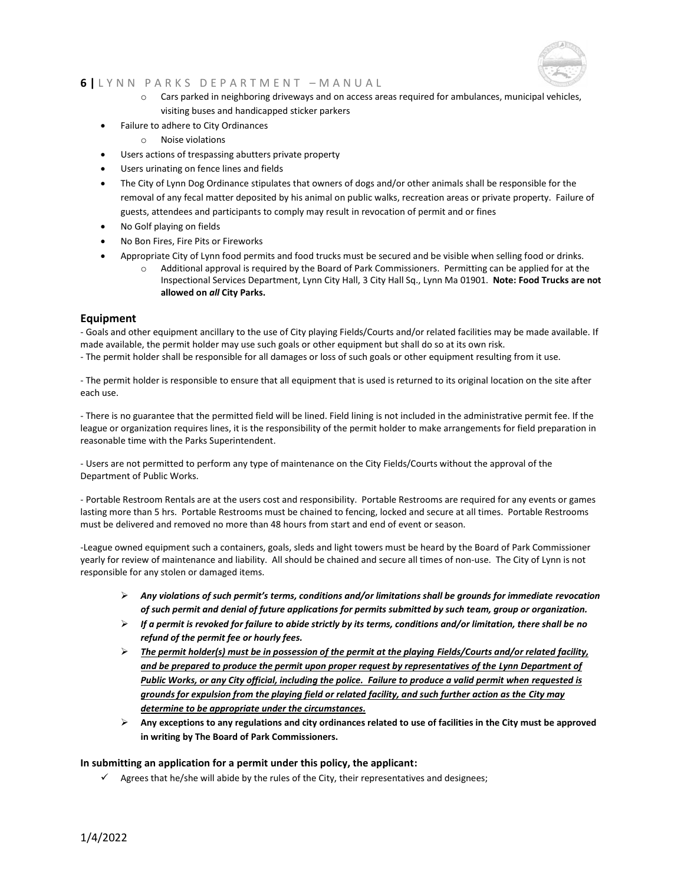- Cars parked in neighboring driveways and on access areas required for ambulances, municipal vehicles, visiting buses and handicapped sticker parkers
- Failure to adhere to City Ordinances
  - Noise violations
- Users actions of trespassing abutters private property
- Users urinating on fence lines and fields
- The City of Lynn Dog Ordinance stipulates that owners of dogs and/or other animals shall be responsible for the removal of any fecal matter deposited by his animal on public walks, recreation areas or private property. Failure of guests, attendees and participants to comply may result in revocation of permit and or fines
- No Golf playing on fields
- No Bon Fires, Fire Pits or Fireworks
- Appropriate City of Lynn food permits and food trucks must be secured and be visible when selling food or drinks.
  - Additional approval is required by the Board of Park Commissioners. Permitting can be applied for at the Inspectional Services Department, Lynn City Hall, 3 City Hall Sq., Lynn Ma 01901. **Note: Food Trucks are not allowed on *all* City Parks.**

## Equipment

- Goals and other equipment ancillary to the use of City playing Fields/Courts and/or related facilities may be made available. If made available, the permit holder may use such goals or other equipment but shall do so at its own risk.
- The permit holder shall be responsible for all damages or loss of such goals or other equipment resulting from it use.

- The permit holder is responsible to ensure that all equipment that is used is returned to its original location on the site after each use.

- There is no guarantee that the permitted field will be lined. Field lining is not included in the administrative permit fee. If the league or organization requires lines, it is the responsibility of the permit holder to make arrangements for field preparation in reasonable time with the Parks Superintendent.

- Users are not permitted to perform any type of maintenance on the City Fields/Courts without the approval of the Department of Public Works.

- Portable Restroom Rentals are at the users cost and responsibility. Portable Restrooms are required for any events or games lasting more than 5 hrs. Portable Restrooms must be chained to fencing, locked and secure at all times. Portable Restrooms must be delivered and removed no more than 48 hours from start and end of event or season.

-League owned equipment such a containers, goals, sleds and light towers must be heard by the Board of Park Commissioner yearly for review of maintenance and liability. All should be chained and secure all times of non-use. The City of Lynn is not responsible for any stolen or damaged items.

- ***Any violations of such permit's terms, conditions and/or limitations shall be grounds for immediate revocation of such permit and denial of future applications for permits submitted by such team, group or organization.***
- ***If a permit is revoked for failure to abide strictly by its terms, conditions and/or limitation, there shall be no refund of the permit fee or hourly fees.***
- ***<u>The permit holder(s) must be in possession of the permit at the playing Fields/Courts and/or related facility, and be prepared to produce the permit upon proper request by representatives of the Lynn Department of Public Works, or any City official, including the police. Failure to produce a valid permit when requested is grounds for expulsion from the playing field or related facility, and such further action as the City may determine to be appropriate under the circumstances.</u>***
- **Any exceptions to any regulations and city ordinances related to use of facilities in the City must be approved in writing by The Board of Park Commissioners.**

**In submitting an application for a permit under this policy, the applicant:**

- ✓ Agrees that he/she will abide by the rules of the City, their representatives and designees;

1/4/2022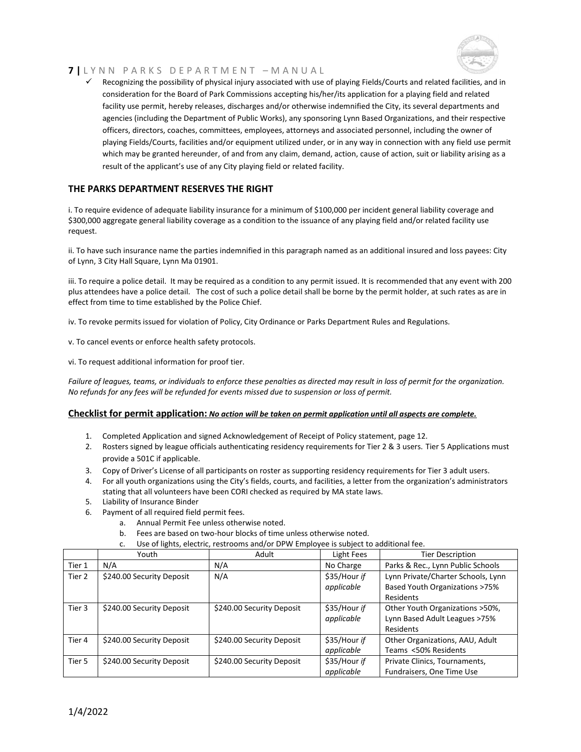- ✓ Recognizing the possibility of physical injury associated with use of playing Fields/Courts and related facilities, and in consideration for the Board of Park Commissions accepting his/her/its application for a playing field and related facility use permit, hereby releases, discharges and/or otherwise indemnified the City, its several departments and agencies (including the Department of Public Works), any sponsoring Lynn Based Organizations, and their respective officers, directors, coaches, committees, employees, attorneys and associated personnel, including the owner of playing Fields/Courts, facilities and/or equipment utilized under, or in any way in connection with any field use permit which may be granted hereunder, of and from any claim, demand, action, cause of action, suit or liability arising as a result of the applicant's use of any City playing field or related facility.

## THE PARKS DEPARTMENT RESERVES THE RIGHT

i. To require evidence of adequate liability insurance for a minimum of $100,000 per incident general liability coverage and $300,000 aggregate general liability coverage as a condition to the issuance of any playing field and/or related facility use request.

ii. To have such insurance name the parties indemnified in this paragraph named as an additional insured and loss payees: City of Lynn, 3 City Hall Square, Lynn Ma 01901.

iii. To require a police detail. It may be required as a condition to any permit issued. It is recommended that any event with 200 plus attendees have a police detail. The cost of such a police detail shall be borne by the permit holder, at such rates as are in effect from time to time established by the Police Chief.

iv. To revoke permits issued for violation of Policy, City Ordinance or Parks Department Rules and Regulations.

v. To cancel events or enforce health safety protocols.

vi. To request additional information for proof tier.

*Failure of leagues, teams, or individuals to enforce these penalties as directed may result in loss of permit for the organization. No refunds for any fees will be refunded for events missed due to suspension or loss of permit.*

## Checklist for permit application: ***No action will be taken on permit application until all aspects are complete.***

1. Completed Application and signed Acknowledgement of Receipt of Policy statement, page 12.
2. Rosters signed by league officials authenticating residency requirements for Tier 2 & 3 users. Tier 5 Applications must provide a 501C if applicable.
3. Copy of Driver's License of all participants on roster as supporting residency requirements for Tier 3 adult users.
4. For all youth organizations using the City's fields, courts, and facilities, a letter from the organization's administrators stating that all volunteers have been CORI checked as required by MA state laws.
5. Liability of Insurance Binder
6. Payment of all required field permit fees.
   a. Annual Permit Fee unless otherwise noted.
   b. Fees are based on two-hour blocks of time unless otherwise noted.
   c. Use of lights, electric, restrooms and/or DPW Employee is subject to additional fee.

| | Youth | Adult | Light Fees | Tier Description |
|---|---|---|---|---|
| Tier 1 | N/A | N/A | No Charge | Parks & Rec., Lynn Public Schools |
| Tier 2 | $240.00 Security Deposit | N/A | $35/Hour *if applicable* | Lynn Private/Charter Schools, Lynn Based Youth Organizations >75% Residents |
| Tier 3 | $240.00 Security Deposit | $240.00 Security Deposit | $35/Hour *if applicable* | Other Youth Organizations >50%, Lynn Based Adult Leagues >75% Residents |
| Tier 4 | $240.00 Security Deposit | $240.00 Security Deposit | $35/Hour *if applicable* | Other Organizations, AAU, Adult Teams <50% Residents |
| Tier 5 | $240.00 Security Deposit | $240.00 Security Deposit | $35/Hour *if applicable* | Private Clinics, Tournaments, Fundraisers, One Time Use |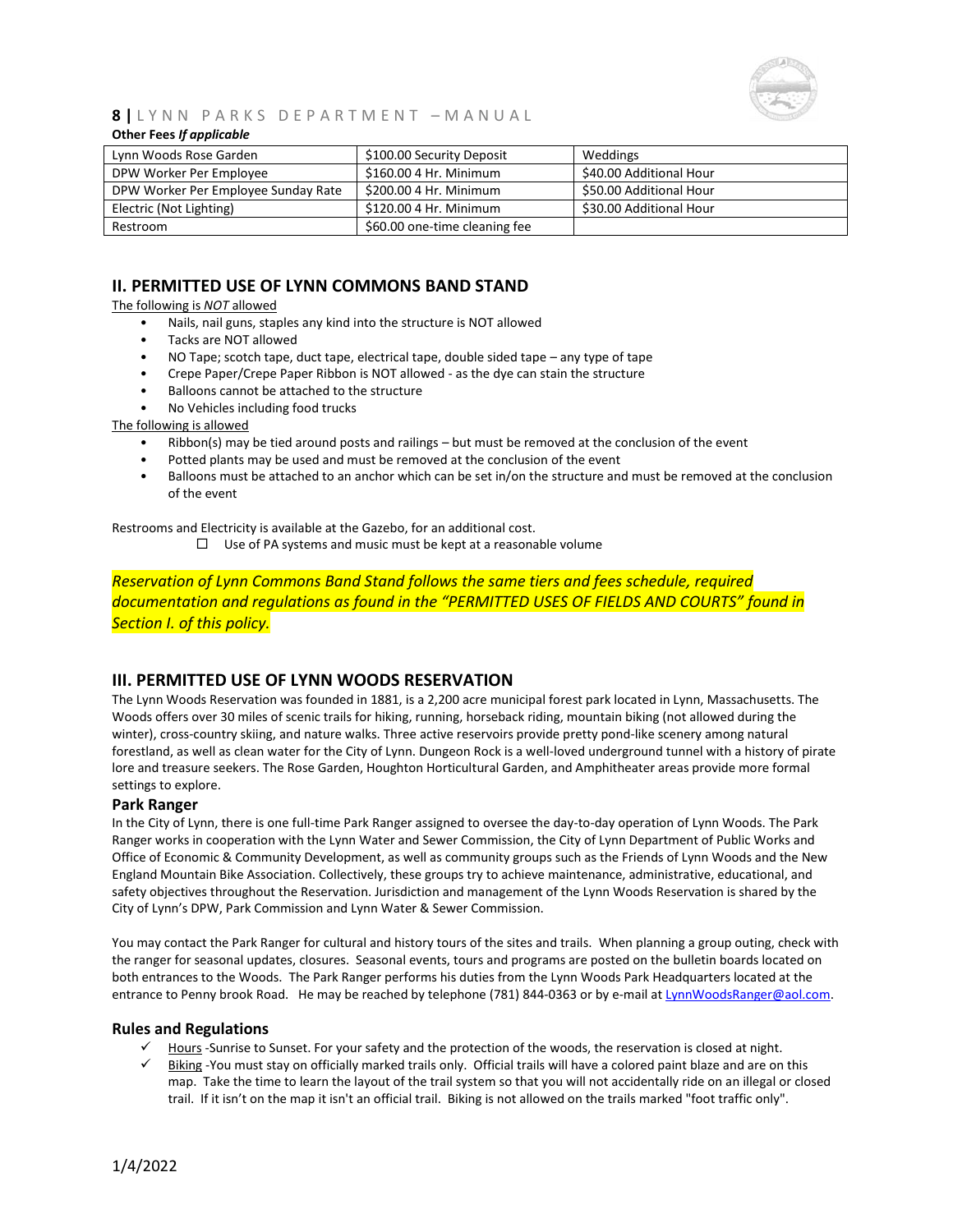**Other Fees *If applicable***

| | | |
|---|---|---|
| Lynn Woods Rose Garden | $100.00 Security Deposit | Weddings |
| DPW Worker Per Employee | $160.00 4 Hr. Minimum | $40.00 Additional Hour |
| DPW Worker Per Employee Sunday Rate | $200.00 4 Hr. Minimum | $50.00 Additional Hour |
| Electric (Not Lighting) | $120.00 4 Hr. Minimum | $30.00 Additional Hour |
| Restroom | $60.00 one-time cleaning fee | |

## II. PERMITTED USE OF LYNN COMMONS BAND STAND

The following is *NOT* allowed

- Nails, nail guns, staples any kind into the structure is NOT allowed
- Tacks are NOT allowed
- NO Tape; scotch tape, duct tape, electrical tape, double sided tape – any type of tape
- Crepe Paper/Crepe Paper Ribbon is NOT allowed - as the dye can stain the structure
- Balloons cannot be attached to the structure
- No Vehicles including food trucks

The following is allowed

- Ribbon(s) may be tied around posts and railings – but must be removed at the conclusion of the event
- Potted plants may be used and must be removed at the conclusion of the event
- Balloons must be attached to an anchor which can be set in/on the structure and must be removed at the conclusion of the event

Restrooms and Electricity is available at the Gazebo, for an additional cost.

- ☐ Use of PA systems and music must be kept at a reasonable volume

*Reservation of Lynn Commons Band Stand follows the same tiers and fees schedule, required documentation and regulations as found in the "PERMITTED USES OF FIELDS AND COURTS" found in Section I. of this policy.*

## III. PERMITTED USE OF LYNN WOODS RESERVATION

The Lynn Woods Reservation was founded in 1881, is a 2,200 acre municipal forest park located in Lynn, Massachusetts. The Woods offers over 30 miles of scenic trails for hiking, running, horseback riding, mountain biking (not allowed during the winter), cross-country skiing, and nature walks. Three active reservoirs provide pretty pond-like scenery among natural forestland, as well as clean water for the City of Lynn. Dungeon Rock is a well-loved underground tunnel with a history of pirate lore and treasure seekers. The Rose Garden, Houghton Horticultural Garden, and Amphitheater areas provide more formal settings to explore.

### Park Ranger

In the City of Lynn, there is one full-time Park Ranger assigned to oversee the day-to-day operation of Lynn Woods. The Park Ranger works in cooperation with the Lynn Water and Sewer Commission, the City of Lynn Department of Public Works and Office of Economic & Community Development, as well as community groups such as the Friends of Lynn Woods and the New England Mountain Bike Association. Collectively, these groups try to achieve maintenance, administrative, educational, and safety objectives throughout the Reservation. Jurisdiction and management of the Lynn Woods Reservation is shared by the City of Lynn's DPW, Park Commission and Lynn Water & Sewer Commission.

You may contact the Park Ranger for cultural and history tours of the sites and trails. When planning a group outing, check with the ranger for seasonal updates, closures. Seasonal events, tours and programs are posted on the bulletin boards located on both entrances to the Woods. The Park Ranger performs his duties from the Lynn Woods Park Headquarters located at the entrance to Penny brook Road. He may be reached by telephone (781) 844-0363 or by e-mail at LynnWoodsRanger@aol.com.

### Rules and Regulations

- ✓ Hours -Sunrise to Sunset. For your safety and the protection of the woods, the reservation is closed at night.
- ✓ Biking -You must stay on officially marked trails only. Official trails will have a colored paint blaze and are on this map. Take the time to learn the layout of the trail system so that you will not accidentally ride on an illegal or closed trail. If it isn't on the map it isn't an official trail. Biking is not allowed on the trails marked "foot traffic only".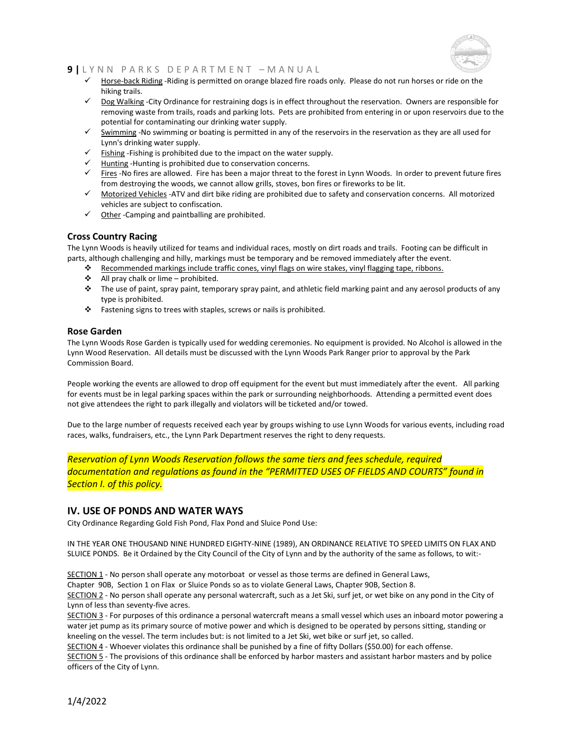- Horse-back Riding -Riding is permitted on orange blazed fire roads only. Please do not run horses or ride on the hiking trails.
- Dog Walking -City Ordinance for restraining dogs is in effect throughout the reservation. Owners are responsible for removing waste from trails, roads and parking lots. Pets are prohibited from entering in or upon reservoirs due to the potential for contaminating our drinking water supply.
- Swimming -No swimming or boating is permitted in any of the reservoirs in the reservation as they are all used for Lynn's drinking water supply.
- Fishing -Fishing is prohibited due to the impact on the water supply.
- Hunting -Hunting is prohibited due to conservation concerns.
- Fires -No fires are allowed. Fire has been a major threat to the forest in Lynn Woods. In order to prevent future fires from destroying the woods, we cannot allow grills, stoves, bon fires or fireworks to be lit.
- Motorized Vehicles -ATV and dirt bike riding are prohibited due to safety and conservation concerns. All motorized vehicles are subject to confiscation.
- Other -Camping and paintballing are prohibited.

### Cross Country Racing

The Lynn Woods is heavily utilized for teams and individual races, mostly on dirt roads and trails. Footing can be difficult in parts, although challenging and hilly, markings must be temporary and be removed immediately after the event.

- Recommended markings include traffic cones, vinyl flags on wire stakes, vinyl flagging tape, ribbons.
- All pray chalk or lime – prohibited.
- The use of paint, spray paint, temporary spray paint, and athletic field marking paint and any aerosol products of any type is prohibited.
- Fastening signs to trees with staples, screws or nails is prohibited.

### Rose Garden

The Lynn Woods Rose Garden is typically used for wedding ceremonies. No equipment is provided. No Alcohol is allowed in the Lynn Wood Reservation. All details must be discussed with the Lynn Woods Park Ranger prior to approval by the Park Commission Board.

People working the events are allowed to drop off equipment for the event but must immediately after the event. All parking for events must be in legal parking spaces within the park or surrounding neighborhoods. Attending a permitted event does not give attendees the right to park illegally and violators will be ticketed and/or towed.

Due to the large number of requests received each year by groups wishing to use Lynn Woods for various events, including road races, walks, fundraisers, etc., the Lynn Park Department reserves the right to deny requests.

*Reservation of Lynn Woods Reservation follows the same tiers and fees schedule, required documentation and regulations as found in the "PERMITTED USES OF FIELDS AND COURTS" found in Section I. of this policy.*

## IV. USE OF PONDS AND WATER WAYS

City Ordinance Regarding Gold Fish Pond, Flax Pond and Sluice Pond Use:

IN THE YEAR ONE THOUSAND NINE HUNDRED EIGHTY-NINE (1989), AN ORDINANCE RELATIVE TO SPEED LIMITS ON FLAX AND SLUICE PONDS. Be it Ordained by the City Council of the City of Lynn and by the authority of the same as follows, to wit:-

SECTION 1 - No person shall operate any motorboat or vessel as those terms are defined in General Laws, Chapter 90B, Section 1 on Flax or Sluice Ponds so as to violate General Laws, Chapter 90B, Section 8.
SECTION 2 - No person shall operate any personal watercraft, such as a Jet Ski, surf jet, or wet bike on any pond in the City of Lynn of less than seventy-five acres.
SECTION 3 - For purposes of this ordinance a personal watercraft means a small vessel which uses an inboard motor powering a water jet pump as its primary source of motive power and which is designed to be operated by persons sitting, standing or kneeling on the vessel. The term includes but: is not limited to a Jet Ski, wet bike or surf jet, so called.
SECTION 4 - Whoever violates this ordinance shall be punished by a fine of fifty Dollars ($50.00) for each offense.
SECTION 5 - The provisions of this ordinance shall be enforced by harbor masters and assistant harbor masters and by police officers of the City of Lynn.

1/4/2022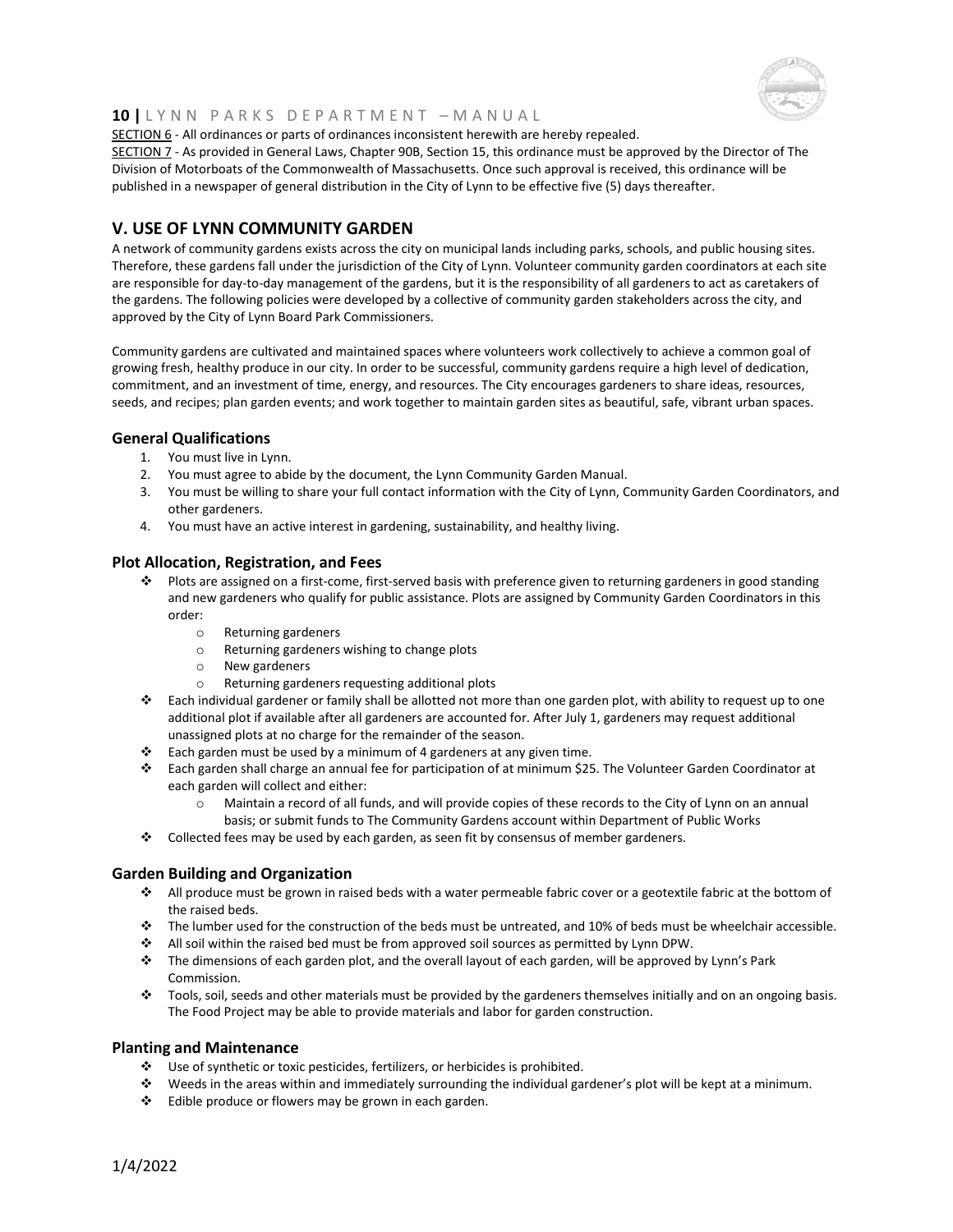SECTION 6 - All ordinances or parts of ordinances inconsistent herewith are hereby repealed.
SECTION 7 - As provided in General Laws, Chapter 90B, Section 15, this ordinance must be approved by the Director of The Division of Motorboats of the Commonwealth of Massachusetts. Once such approval is received, this ordinance will be published in a newspaper of general distribution in the City of Lynn to be effective five (5) days thereafter.

## V. USE OF LYNN COMMUNITY GARDEN

A network of community gardens exists across the city on municipal lands including parks, schools, and public housing sites. Therefore, these gardens fall under the jurisdiction of the City of Lynn. Volunteer community garden coordinators at each site are responsible for day-to-day management of the gardens, but it is the responsibility of all gardeners to act as caretakers of the gardens. The following policies were developed by a collective of community garden stakeholders across the city, and approved by the City of Lynn Board Park Commissioners.

Community gardens are cultivated and maintained spaces where volunteers work collectively to achieve a common goal of growing fresh, healthy produce in our city. In order to be successful, community gardens require a high level of dedication, commitment, and an investment of time, energy, and resources. The City encourages gardeners to share ideas, resources, seeds, and recipes; plan garden events; and work together to maintain garden sites as beautiful, safe, vibrant urban spaces.

### General Qualifications

1. You must live in Lynn.
2. You must agree to abide by the document, the Lynn Community Garden Manual.
3. You must be willing to share your full contact information with the City of Lynn, Community Garden Coordinators, and other gardeners.
4. You must have an active interest in gardening, sustainability, and healthy living.

### Plot Allocation, Registration, and Fees

- Plots are assigned on a first-come, first-served basis with preference given to returning gardeners in good standing and new gardeners who qualify for public assistance. Plots are assigned by Community Garden Coordinators in this order:
    - Returning gardeners
    - Returning gardeners wishing to change plots
    - New gardeners
    - Returning gardeners requesting additional plots
- Each individual gardener or family shall be allotted not more than one garden plot, with ability to request up to one additional plot if available after all gardeners are accounted for. After July 1, gardeners may request additional unassigned plots at no charge for the remainder of the season.
- Each garden must be used by a minimum of 4 gardeners at any given time.
- Each garden shall charge an annual fee for participation of at minimum $25. The Volunteer Garden Coordinator at each garden will collect and either:
    - Maintain a record of all funds, and will provide copies of these records to the City of Lynn on an annual basis; or submit funds to The Community Gardens account within Department of Public Works
- Collected fees may be used by each garden, as seen fit by consensus of member gardeners.

### Garden Building and Organization

- All produce must be grown in raised beds with a water permeable fabric cover or a geotextile fabric at the bottom of the raised beds.
- The lumber used for the construction of the beds must be untreated, and 10% of beds must be wheelchair accessible.
- All soil within the raised bed must be from approved soil sources as permitted by Lynn DPW.
- The dimensions of each garden plot, and the overall layout of each garden, will be approved by Lynn's Park Commission.
- Tools, soil, seeds and other materials must be provided by the gardeners themselves initially and on an ongoing basis. The Food Project may be able to provide materials and labor for garden construction.

### Planting and Maintenance

- Use of synthetic or toxic pesticides, fertilizers, or herbicides is prohibited.
- Weeds in the areas within and immediately surrounding the individual gardener's plot will be kept at a minimum.
- Edible produce or flowers may be grown in each garden.

1/4/2022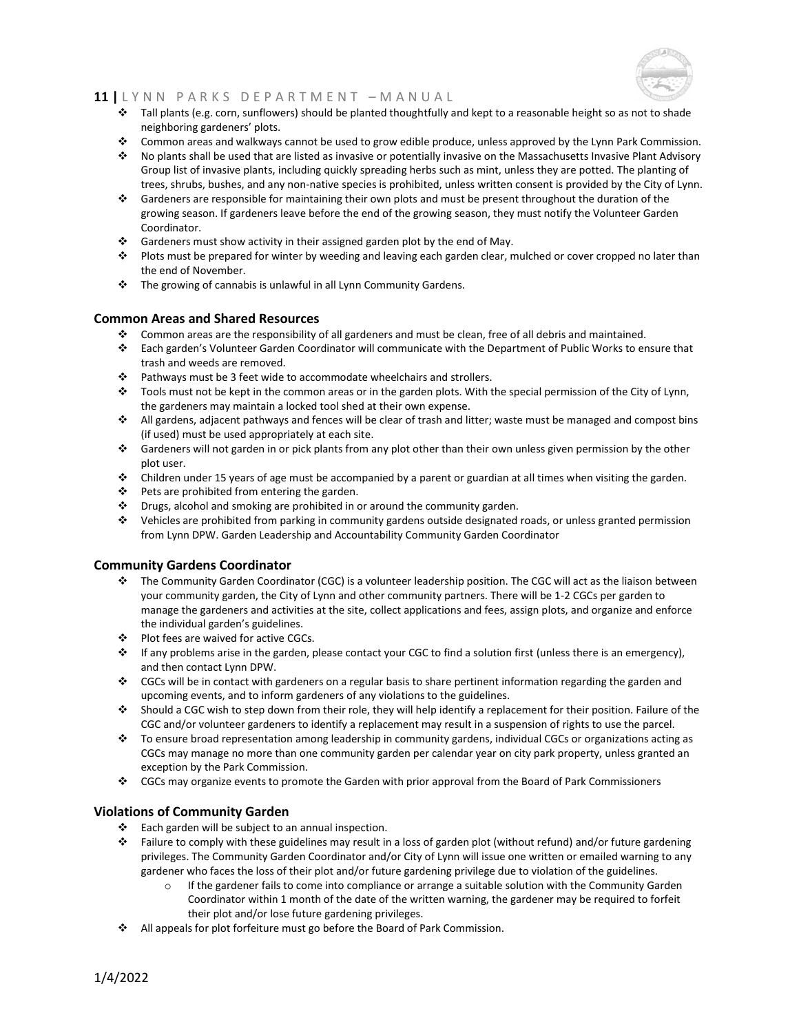- Tall plants (e.g. corn, sunflowers) should be planted thoughtfully and kept to a reasonable height so as not to shade neighboring gardeners' plots.
- Common areas and walkways cannot be used to grow edible produce, unless approved by the Lynn Park Commission.
- No plants shall be used that are listed as invasive or potentially invasive on the Massachusetts Invasive Plant Advisory Group list of invasive plants, including quickly spreading herbs such as mint, unless they are potted. The planting of trees, shrubs, bushes, and any non-native species is prohibited, unless written consent is provided by the City of Lynn.
- Gardeners are responsible for maintaining their own plots and must be present throughout the duration of the growing season. If gardeners leave before the end of the growing season, they must notify the Volunteer Garden Coordinator.
- Gardeners must show activity in their assigned garden plot by the end of May.
- Plots must be prepared for winter by weeding and leaving each garden clear, mulched or cover cropped no later than the end of November.
- The growing of cannabis is unlawful in all Lynn Community Gardens.

### Common Areas and Shared Resources

- Common areas are the responsibility of all gardeners and must be clean, free of all debris and maintained.
- Each garden's Volunteer Garden Coordinator will communicate with the Department of Public Works to ensure that trash and weeds are removed.
- Pathways must be 3 feet wide to accommodate wheelchairs and strollers.
- Tools must not be kept in the common areas or in the garden plots. With the special permission of the City of Lynn, the gardeners may maintain a locked tool shed at their own expense.
- All gardens, adjacent pathways and fences will be clear of trash and litter; waste must be managed and compost bins (if used) must be used appropriately at each site.
- Gardeners will not garden in or pick plants from any plot other than their own unless given permission by the other plot user.
- Children under 15 years of age must be accompanied by a parent or guardian at all times when visiting the garden.
- Pets are prohibited from entering the garden.
- Drugs, alcohol and smoking are prohibited in or around the community garden.
- Vehicles are prohibited from parking in community gardens outside designated roads, or unless granted permission from Lynn DPW. Garden Leadership and Accountability Community Garden Coordinator

### Community Gardens Coordinator

- The Community Garden Coordinator (CGC) is a volunteer leadership position. The CGC will act as the liaison between your community garden, the City of Lynn and other community partners. There will be 1-2 CGCs per garden to manage the gardeners and activities at the site, collect applications and fees, assign plots, and organize and enforce the individual garden's guidelines.
- Plot fees are waived for active CGCs.
- If any problems arise in the garden, please contact your CGC to find a solution first (unless there is an emergency), and then contact Lynn DPW.
- CGCs will be in contact with gardeners on a regular basis to share pertinent information regarding the garden and upcoming events, and to inform gardeners of any violations to the guidelines.
- Should a CGC wish to step down from their role, they will help identify a replacement for their position. Failure of the CGC and/or volunteer gardeners to identify a replacement may result in a suspension of rights to use the parcel.
- To ensure broad representation among leadership in community gardens, individual CGCs or organizations acting as CGCs may manage no more than one community garden per calendar year on city park property, unless granted an exception by the Park Commission.
- CGCs may organize events to promote the Garden with prior approval from the Board of Park Commissioners

### Violations of Community Garden

- Each garden will be subject to an annual inspection.
- Failure to comply with these guidelines may result in a loss of garden plot (without refund) and/or future gardening privileges. The Community Garden Coordinator and/or City of Lynn will issue one written or emailed warning to any gardener who faces the loss of their plot and/or future gardening privilege due to violation of the guidelines.
    - If the gardener fails to come into compliance or arrange a suitable solution with the Community Garden Coordinator within 1 month of the date of the written warning, the gardener may be required to forfeit their plot and/or lose future gardening privileges.
- All appeals for plot forfeiture must go before the Board of Park Commission.

1/4/2022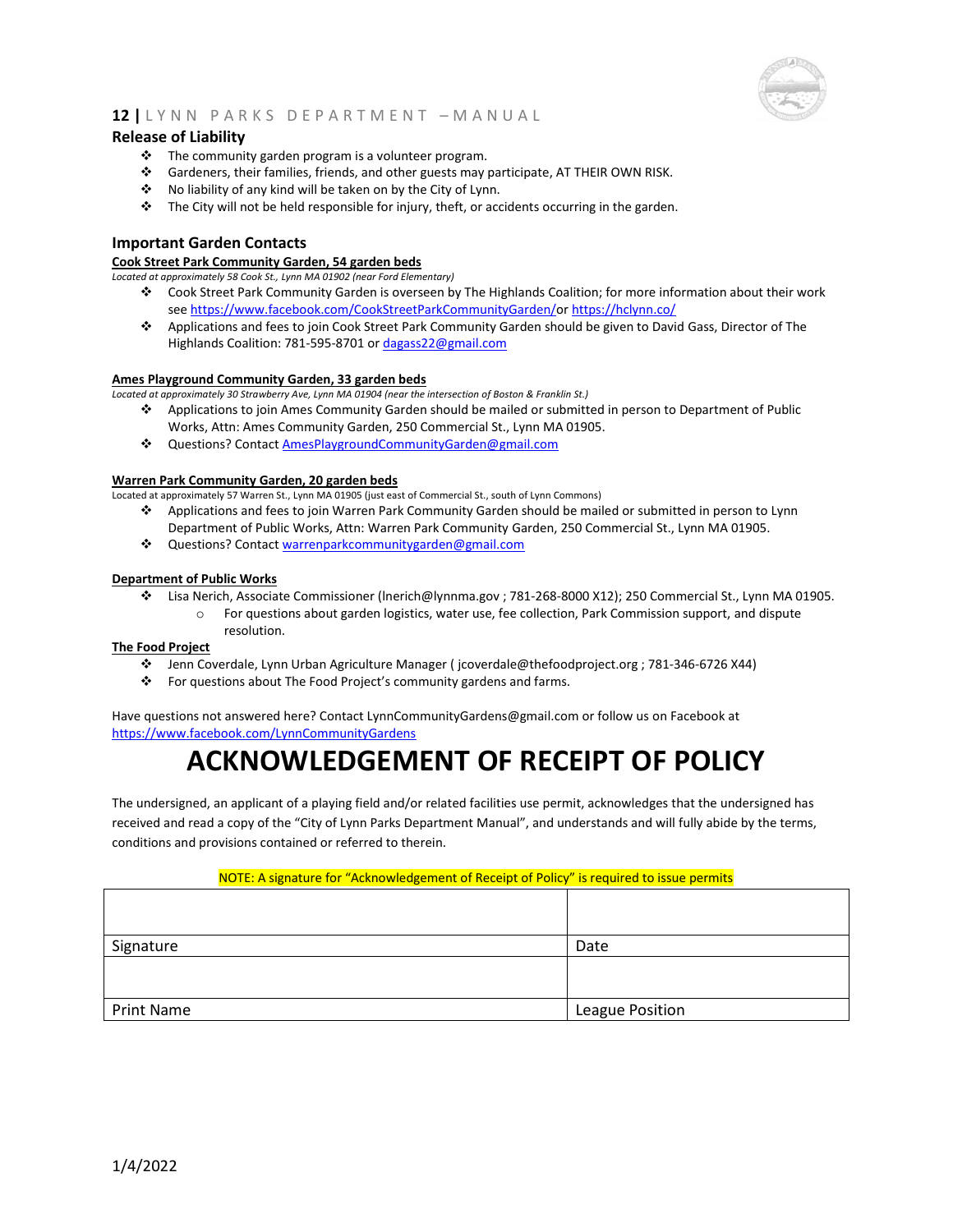## Release of Liability

- The community garden program is a volunteer program.
- Gardeners, their families, friends, and other guests may participate, AT THEIR OWN RISK.
- No liability of any kind will be taken on by the City of Lynn.
- The City will not be held responsible for injury, theft, or accidents occurring in the garden.

## Important Garden Contacts

**Cook Street Park Community Garden, 54 garden beds**

*Located at approximately 58 Cook St., Lynn MA 01902 (near Ford Elementary)*

- Cook Street Park Community Garden is overseen by The Highlands Coalition; for more information about their work see https://www.facebook.com/CookStreetParkCommunityGarden/or https://hclynn.co/
- Applications and fees to join Cook Street Park Community Garden should be given to David Gass, Director of The Highlands Coalition: 781-595-8701 or dagass22@gmail.com

**Ames Playground Community Garden, 33 garden beds**

*Located at approximately 30 Strawberry Ave, Lynn MA 01904 (near the intersection of Boston & Franklin St.)*

- Applications to join Ames Community Garden should be mailed or submitted in person to Department of Public Works, Attn: Ames Community Garden, 250 Commercial St., Lynn MA 01905.
- Questions? Contact AmesPlaygroundCommunityGarden@gmail.com

**Warren Park Community Garden, 20 garden beds**

Located at approximately 57 Warren St., Lynn MA 01905 (just east of Commercial St., south of Lynn Commons)

- Applications and fees to join Warren Park Community Garden should be mailed or submitted in person to Lynn Department of Public Works, Attn: Warren Park Community Garden, 250 Commercial St., Lynn MA 01905.
- Questions? Contact warrenparkcommunitygarden@gmail.com

**Department of Public Works**

- Lisa Nerich, Associate Commissioner (lnerich@lynnma.gov ; 781-268-8000 X12); 250 Commercial St., Lynn MA 01905.
  - For questions about garden logistics, water use, fee collection, Park Commission support, and dispute resolution.

**The Food Project**

- Jenn Coverdale, Lynn Urban Agriculture Manager ( jcoverdale@thefoodproject.org ; 781-346-6726 X44)
- For questions about The Food Project's community gardens and farms.

Have questions not answered here? Contact LynnCommunityGardens@gmail.com or follow us on Facebook at https://www.facebook.com/LynnCommunityGardens

# ACKNOWLEDGEMENT OF RECEIPT OF POLICY

The undersigned, an applicant of a playing field and/or related facilities use permit, acknowledges that the undersigned has received and read a copy of the "City of Lynn Parks Department Manual", and understands and will fully abide by the terms, conditions and provisions contained or referred to therein.

NOTE: A signature for "Acknowledgement of Receipt of Policy" is required to issue permits

| | |
|---|---|
| Signature | Date |
| | |
| Print Name | League Position |

1/4/2022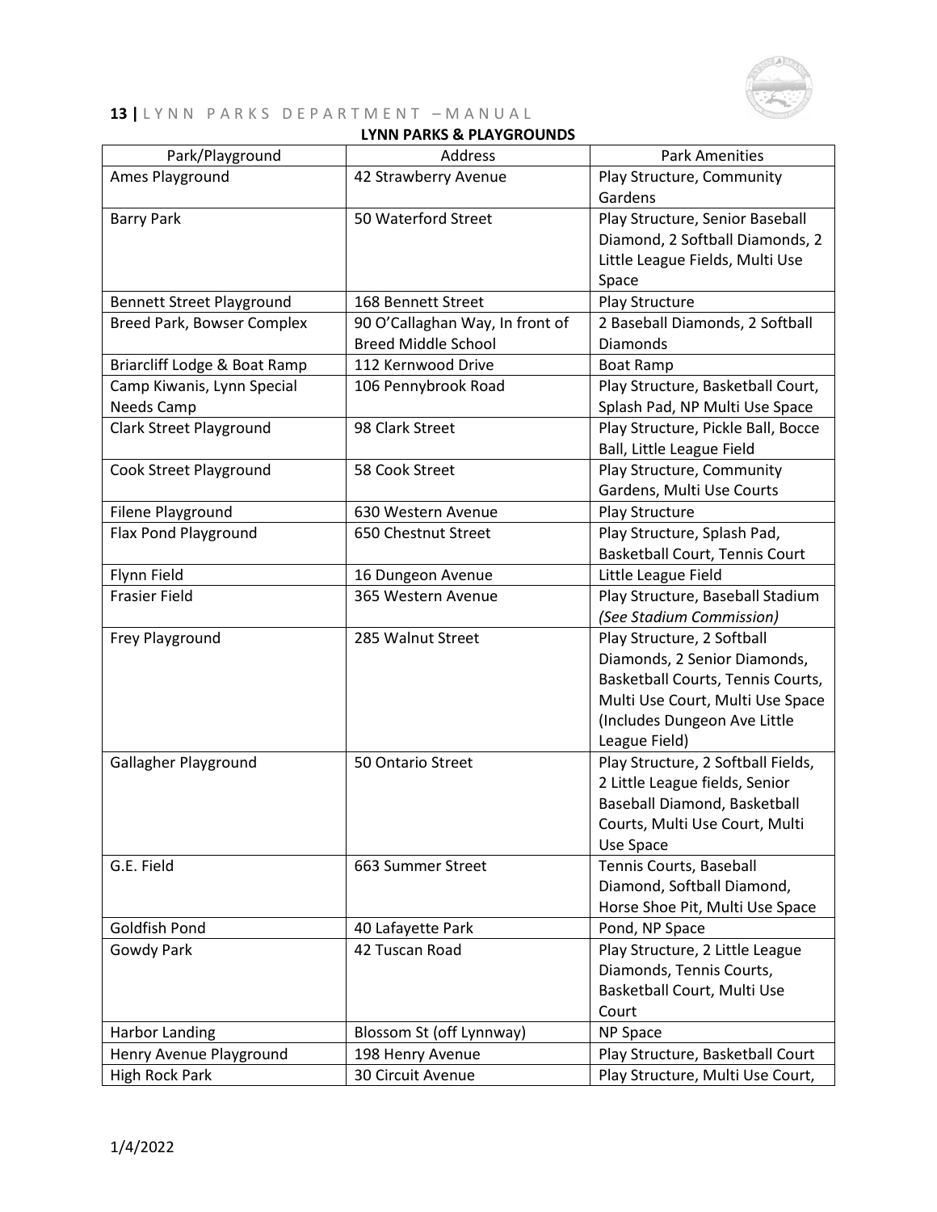**LYNN PARKS & PLAYGROUNDS**

| Park/Playground | Address | Park Amenities |
|---|---|---|
| Ames Playground | 42 Strawberry Avenue | Play Structure, Community Gardens |
| Barry Park | 50 Waterford Street | Play Structure, Senior Baseball Diamond, 2 Softball Diamonds, 2 Little League Fields, Multi Use Space |
| Bennett Street Playground | 168 Bennett Street | Play Structure |
| Breed Park, Bowser Complex | 90 O'Callaghan Way, In front of Breed Middle School | 2 Baseball Diamonds, 2 Softball Diamonds |
| Briarcliff Lodge & Boat Ramp | 112 Kernwood Drive | Boat Ramp |
| Camp Kiwanis, Lynn Special Needs Camp | 106 Pennybrook Road | Play Structure, Basketball Court, Splash Pad, NP Multi Use Space |
| Clark Street Playground | 98 Clark Street | Play Structure, Pickle Ball, Bocce Ball, Little League Field |
| Cook Street Playground | 58 Cook Street | Play Structure, Community Gardens, Multi Use Courts |
| Filene Playground | 630 Western Avenue | Play Structure |
| Flax Pond Playground | 650 Chestnut Street | Play Structure, Splash Pad, Basketball Court, Tennis Court |
| Flynn Field | 16 Dungeon Avenue | Little League Field |
| Frasier Field | 365 Western Avenue | Play Structure, Baseball Stadium *(See Stadium Commission)* |
| Frey Playground | 285 Walnut Street | Play Structure, 2 Softball Diamonds, 2 Senior Diamonds, Basketball Courts, Tennis Courts, Multi Use Court, Multi Use Space (Includes Dungeon Ave Little League Field) |
| Gallagher Playground | 50 Ontario Street | Play Structure, 2 Softball Fields, 2 Little League fields, Senior Baseball Diamond, Basketball Courts, Multi Use Court, Multi Use Space |
| G.E. Field | 663 Summer Street | Tennis Courts, Baseball Diamond, Softball Diamond, Horse Shoe Pit, Multi Use Space |
| Goldfish Pond | 40 Lafayette Park | Pond, NP Space |
| Gowdy Park | 42 Tuscan Road | Play Structure, 2 Little League Diamonds, Tennis Courts, Basketball Court, Multi Use Court |
| Harbor Landing | Blossom St (off Lynnway) | NP Space |
| Henry Avenue Playground | 198 Henry Avenue | Play Structure, Basketball Court |
| High Rock Park | 30 Circuit Avenue | Play Structure, Multi Use Court, |

1/4/2022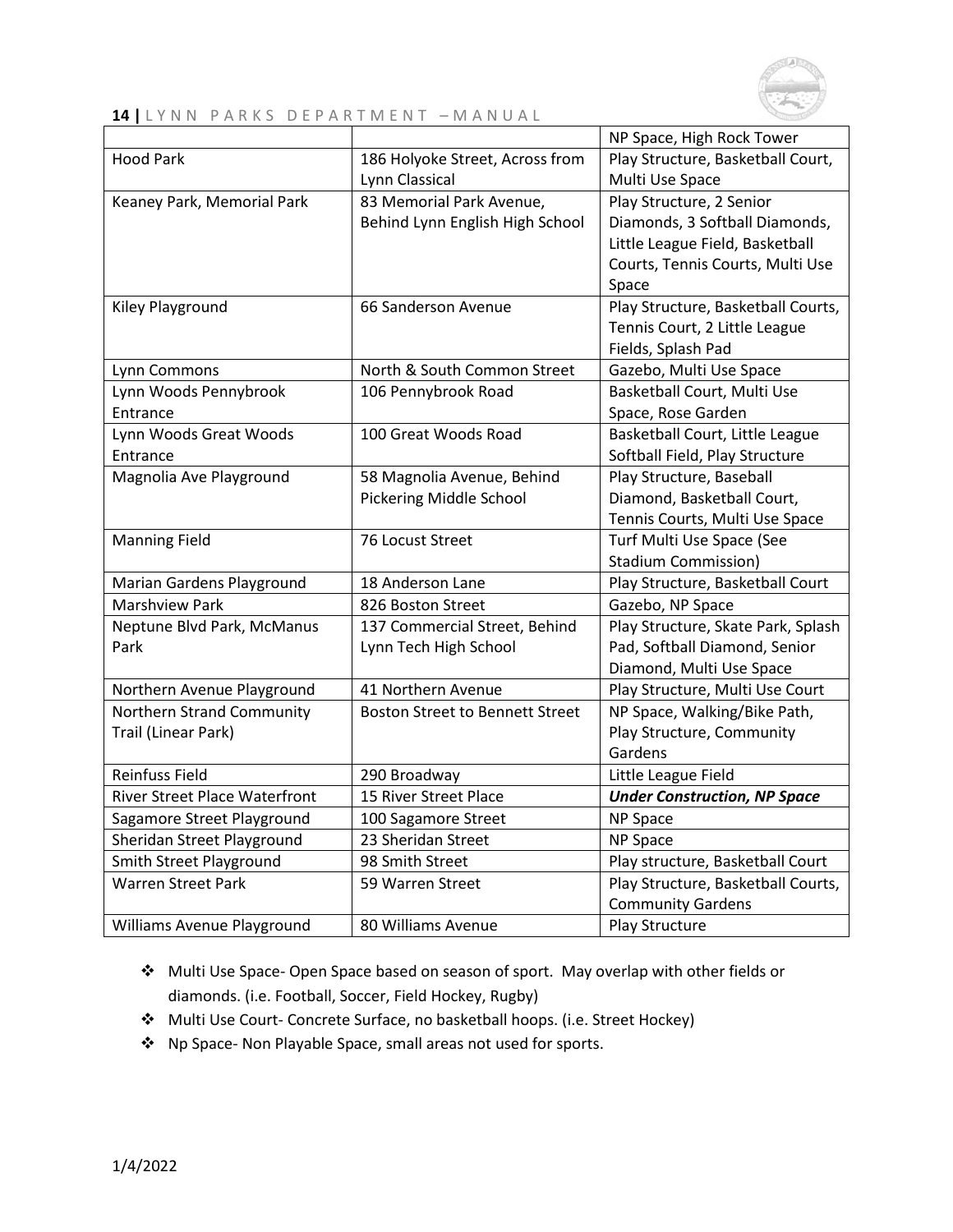| | | |
|---|---|---|
| | | NP Space, High Rock Tower |
| Hood Park | 186 Holyoke Street, Across from Lynn Classical | Play Structure, Basketball Court, Multi Use Space |
| Keaney Park, Memorial Park | 83 Memorial Park Avenue, Behind Lynn English High School | Play Structure, 2 Senior Diamonds, 3 Softball Diamonds, Little League Field, Basketball Courts, Tennis Courts, Multi Use Space |
| Kiley Playground | 66 Sanderson Avenue | Play Structure, Basketball Courts, Tennis Court, 2 Little League Fields, Splash Pad |
| Lynn Commons | North & South Common Street | Gazebo, Multi Use Space |
| Lynn Woods Pennybrook Entrance | 106 Pennybrook Road | Basketball Court, Multi Use Space, Rose Garden |
| Lynn Woods Great Woods Entrance | 100 Great Woods Road | Basketball Court, Little League Softball Field, Play Structure |
| Magnolia Ave Playground | 58 Magnolia Avenue, Behind Pickering Middle School | Play Structure, Baseball Diamond, Basketball Court, Tennis Courts, Multi Use Space |
| Manning Field | 76 Locust Street | Turf Multi Use Space (See Stadium Commission) |
| Marian Gardens Playground | 18 Anderson Lane | Play Structure, Basketball Court |
| Marshview Park | 826 Boston Street | Gazebo, NP Space |
| Neptune Blvd Park, McManus Park | 137 Commercial Street, Behind Lynn Tech High School | Play Structure, Skate Park, Splash Pad, Softball Diamond, Senior Diamond, Multi Use Space |
| Northern Avenue Playground | 41 Northern Avenue | Play Structure, Multi Use Court |
| Northern Strand Community Trail (Linear Park) | Boston Street to Bennett Street | NP Space, Walking/Bike Path, Play Structure, Community Gardens |
| Reinfuss Field | 290 Broadway | Little League Field |
| River Street Place Waterfront | 15 River Street Place | ***Under Construction, NP Space*** |
| Sagamore Street Playground | 100 Sagamore Street | NP Space |
| Sheridan Street Playground | 23 Sheridan Street | NP Space |
| Smith Street Playground | 98 Smith Street | Play structure, Basketball Court |
| Warren Street Park | 59 Warren Street | Play Structure, Basketball Courts, Community Gardens |
| Williams Avenue Playground | 80 Williams Avenue | Play Structure |

- Multi Use Space- Open Space based on season of sport. May overlap with other fields or diamonds. (i.e. Football, Soccer, Field Hockey, Rugby)
- Multi Use Court- Concrete Surface, no basketball hoops. (i.e. Street Hockey)
- Np Space- Non Playable Space, small areas not used for sports.

1/4/2022